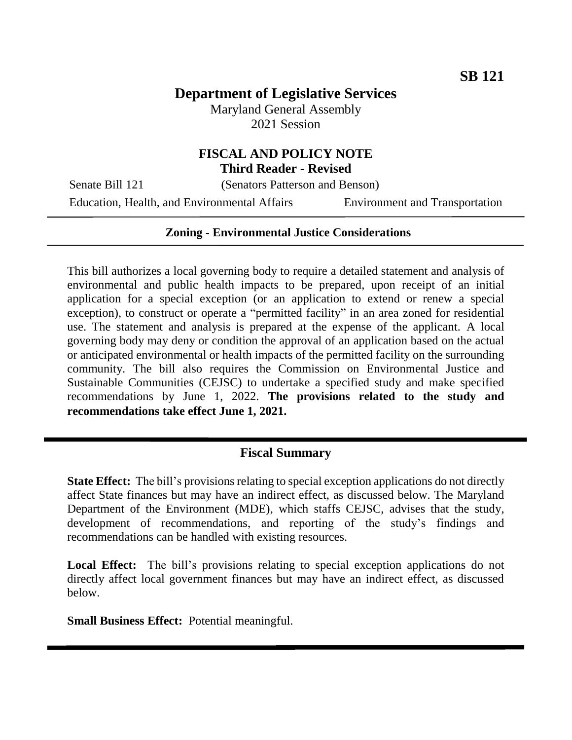**SB 121**

# Department of Legislative Services

Maryland General Assembly
2021 Session

## FISCAL AND POLICY NOTE
### Third Reader - Revised

Senate Bill 121 (Senators Patterson and Benson)

Education, Health, and Environmental Affairs | Environment and Transportation

---

**Zoning - Environmental Justice Considerations**

---

This bill authorizes a local governing body to require a detailed statement and analysis of environmental and public health impacts to be prepared, upon receipt of an initial application for a special exception (or an application to extend or renew a special exception), to construct or operate a "permitted facility" in an area zoned for residential use. The statement and analysis is prepared at the expense of the applicant. A local governing body may deny or condition the approval of an application based on the actual or anticipated environmental or health impacts of the permitted facility on the surrounding community. The bill also requires the Commission on Environmental Justice and Sustainable Communities (CEJSC) to undertake a specified study and make specified recommendations by June 1, 2022. **The provisions related to the study and recommendations take effect June 1, 2021.**

---

## Fiscal Summary

**State Effect:** The bill's provisions relating to special exception applications do not directly affect State finances but may have an indirect effect, as discussed below. The Maryland Department of the Environment (MDE), which staffs CEJSC, advises that the study, development of recommendations, and reporting of the study's findings and recommendations can be handled with existing resources.

**Local Effect:** The bill's provisions relating to special exception applications do not directly affect local government finances but may have an indirect effect, as discussed below.

**Small Business Effect:** Potential meaningful.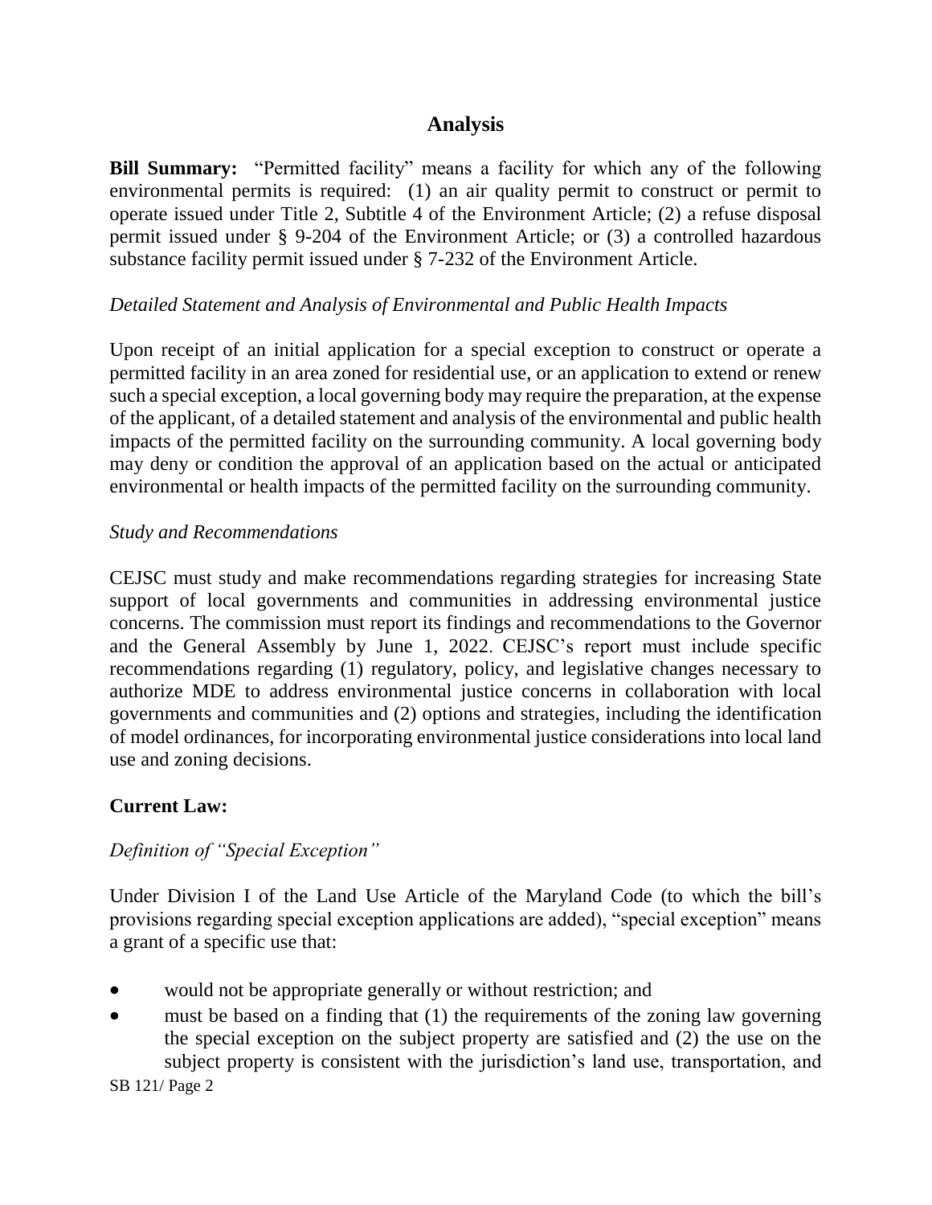## Analysis

**Bill Summary:** "Permitted facility" means a facility for which any of the following environmental permits is required: (1) an air quality permit to construct or permit to operate issued under Title 2, Subtitle 4 of the Environment Article; (2) a refuse disposal permit issued under § 9-204 of the Environment Article; or (3) a controlled hazardous substance facility permit issued under § 7-232 of the Environment Article.

*Detailed Statement and Analysis of Environmental and Public Health Impacts*

Upon receipt of an initial application for a special exception to construct or operate a permitted facility in an area zoned for residential use, or an application to extend or renew such a special exception, a local governing body may require the preparation, at the expense of the applicant, of a detailed statement and analysis of the environmental and public health impacts of the permitted facility on the surrounding community. A local governing body may deny or condition the approval of an application based on the actual or anticipated environmental or health impacts of the permitted facility on the surrounding community.

*Study and Recommendations*

CEJSC must study and make recommendations regarding strategies for increasing State support of local governments and communities in addressing environmental justice concerns. The commission must report its findings and recommendations to the Governor and the General Assembly by June 1, 2022. CEJSC's report must include specific recommendations regarding (1) regulatory, policy, and legislative changes necessary to authorize MDE to address environmental justice concerns in collaboration with local governments and communities and (2) options and strategies, including the identification of model ordinances, for incorporating environmental justice considerations into local land use and zoning decisions.

**Current Law:**

*Definition of "Special Exception"*

Under Division I of the Land Use Article of the Maryland Code (to which the bill's provisions regarding special exception applications are added), "special exception" means a grant of a specific use that:

- would not be appropriate generally or without restriction; and
- must be based on a finding that (1) the requirements of the zoning law governing the special exception on the subject property are satisfied and (2) the use on the subject property is consistent with the jurisdiction's land use, transportation, and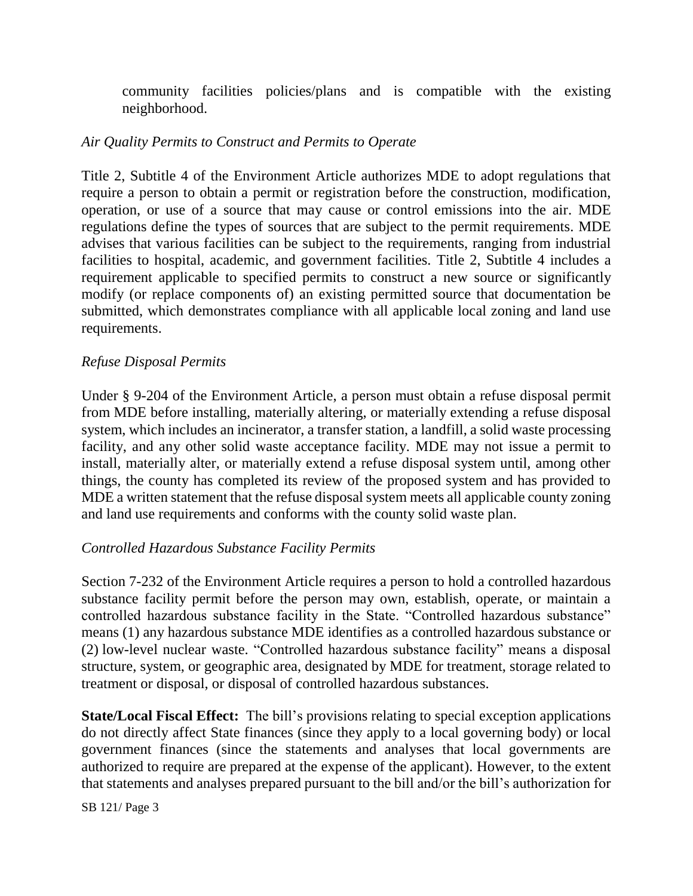community facilities policies/plans and is compatible with the existing neighborhood.

*Air Quality Permits to Construct and Permits to Operate*

Title 2, Subtitle 4 of the Environment Article authorizes MDE to adopt regulations that require a person to obtain a permit or registration before the construction, modification, operation, or use of a source that may cause or control emissions into the air. MDE regulations define the types of sources that are subject to the permit requirements. MDE advises that various facilities can be subject to the requirements, ranging from industrial facilities to hospital, academic, and government facilities. Title 2, Subtitle 4 includes a requirement applicable to specified permits to construct a new source or significantly modify (or replace components of) an existing permitted source that documentation be submitted, which demonstrates compliance with all applicable local zoning and land use requirements.

*Refuse Disposal Permits*

Under § 9-204 of the Environment Article, a person must obtain a refuse disposal permit from MDE before installing, materially altering, or materially extending a refuse disposal system, which includes an incinerator, a transfer station, a landfill, a solid waste processing facility, and any other solid waste acceptance facility. MDE may not issue a permit to install, materially alter, or materially extend a refuse disposal system until, among other things, the county has completed its review of the proposed system and has provided to MDE a written statement that the refuse disposal system meets all applicable county zoning and land use requirements and conforms with the county solid waste plan.

*Controlled Hazardous Substance Facility Permits*

Section 7-232 of the Environment Article requires a person to hold a controlled hazardous substance facility permit before the person may own, establish, operate, or maintain a controlled hazardous substance facility in the State. "Controlled hazardous substance" means (1) any hazardous substance MDE identifies as a controlled hazardous substance or (2) low-level nuclear waste. "Controlled hazardous substance facility" means a disposal structure, system, or geographic area, designated by MDE for treatment, storage related to treatment or disposal, or disposal of controlled hazardous substances.

**State/Local Fiscal Effect:** The bill's provisions relating to special exception applications do not directly affect State finances (since they apply to a local governing body) or local government finances (since the statements and analyses that local governments are authorized to require are prepared at the expense of the applicant). However, to the extent that statements and analyses prepared pursuant to the bill and/or the bill's authorization for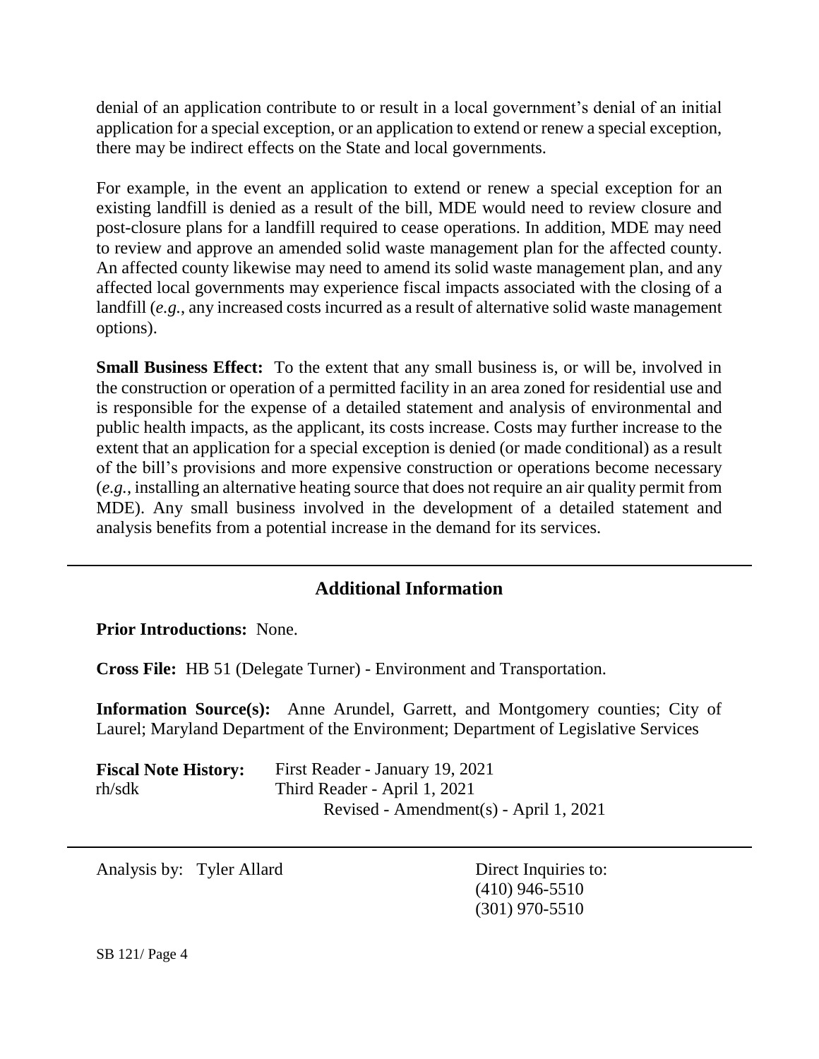denial of an application contribute to or result in a local government's denial of an initial application for a special exception, or an application to extend or renew a special exception, there may be indirect effects on the State and local governments.

For example, in the event an application to extend or renew a special exception for an existing landfill is denied as a result of the bill, MDE would need to review closure and post-closure plans for a landfill required to cease operations. In addition, MDE may need to review and approve an amended solid waste management plan for the affected county. An affected county likewise may need to amend its solid waste management plan, and any affected local governments may experience fiscal impacts associated with the closing of a landfill (*e.g.*, any increased costs incurred as a result of alternative solid waste management options).

**Small Business Effect:** To the extent that any small business is, or will be, involved in the construction or operation of a permitted facility in an area zoned for residential use and is responsible for the expense of a detailed statement and analysis of environmental and public health impacts, as the applicant, its costs increase. Costs may further increase to the extent that an application for a special exception is denied (or made conditional) as a result of the bill's provisions and more expensive construction or operations become necessary (*e.g.*, installing an alternative heating source that does not require an air quality permit from MDE). Any small business involved in the development of a detailed statement and analysis benefits from a potential increase in the demand for its services.

## Additional Information

**Prior Introductions:** None.

**Cross File:** HB 51 (Delegate Turner) - Environment and Transportation.

**Information Source(s):** Anne Arundel, Garrett, and Montgomery counties; City of Laurel; Maryland Department of the Environment; Department of Legislative Services

**Fiscal Note History:** First Reader - January 19, 2021
rh/sdk Third Reader - April 1, 2021
Revised - Amendment(s) - April 1, 2021

Analysis by: Tyler Allard

Direct Inquiries to:
(410) 946-5510
(301) 970-5510